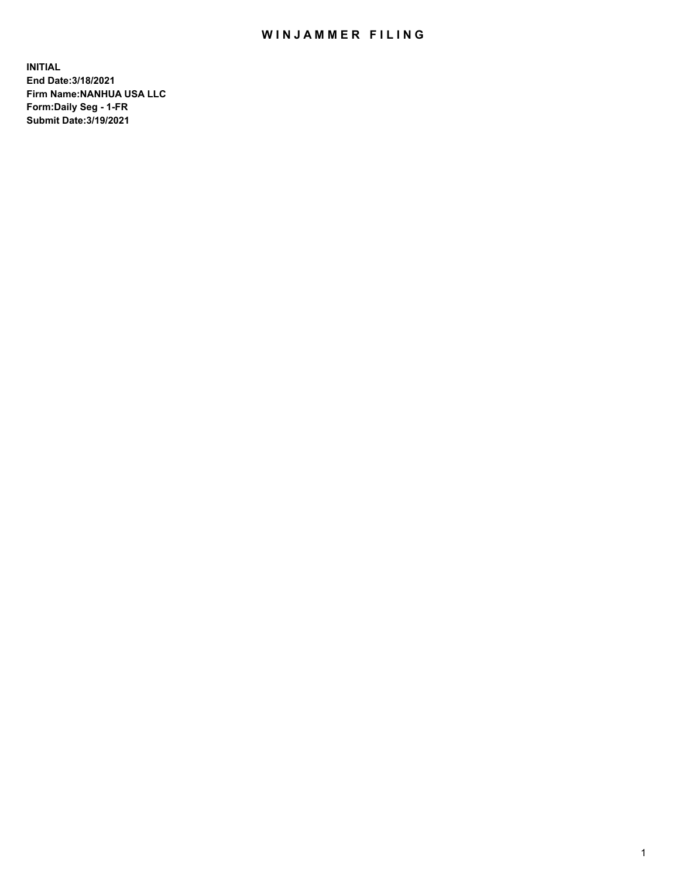# WINJAMMER FILING

**INITIAL**
**End Date:3/18/2021**
**Firm Name:NANHUA USA LLC**
**Form:Daily Seg - 1-FR**
**Submit Date:3/19/2021**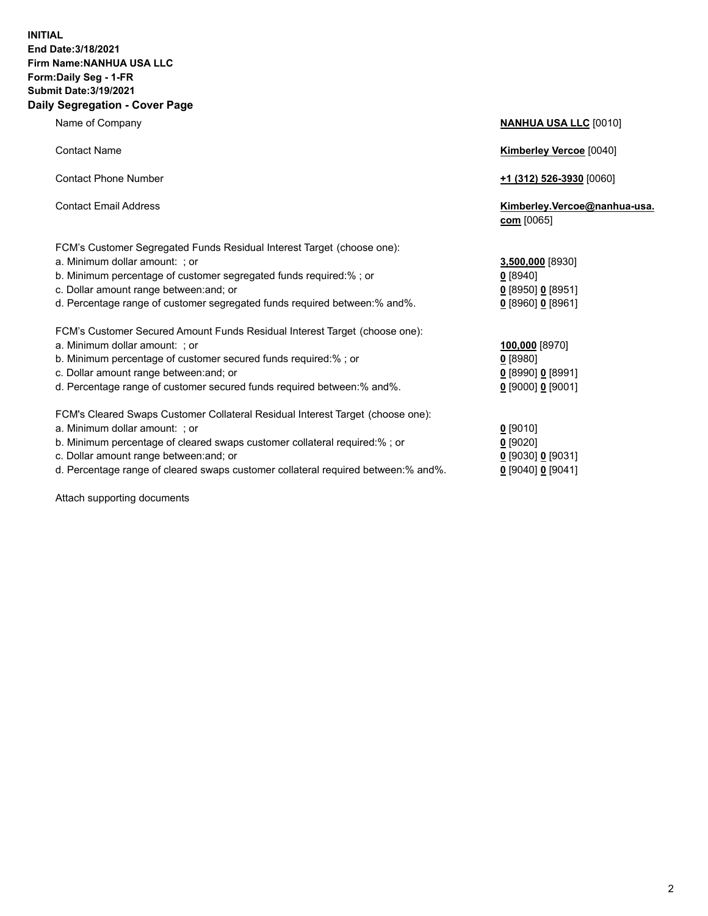**INITIAL**
**End Date:3/18/2021**
**Firm Name:NANHUA USA LLC**
**Form:Daily Seg - 1-FR**
**Submit Date:3/19/2021**

## Daily Segregation - Cover Page

| | |
|---|---|
| Name of Company | **NANHUA USA LLC** [0010] |
| Contact Name | **Kimberley Vercoe** [0040] |
| Contact Phone Number | **+1 (312) 526-3930** [0060] |
| Contact Email Address | **Kimberley.Vercoe@nanhua-usa.com** [0065] |
| FCM's Customer Segregated Funds Residual Interest Target (choose one): | |
| a. Minimum dollar amount: ; or | **3,500,000** [8930] |
| b. Minimum percentage of customer segregated funds required:% ; or | **0** [8940] |
| c. Dollar amount range between:and; or | **0** [8950] **0** [8951] |
| d. Percentage range of customer segregated funds required between:% and%. | **0** [8960] **0** [8961] |
| FCM's Customer Secured Amount Funds Residual Interest Target (choose one): | |
| a. Minimum dollar amount: ; or | **100,000** [8970] |
| b. Minimum percentage of customer secured funds required:% ; or | **0** [8980] |
| c. Dollar amount range between:and; or | **0** [8990] **0** [8991] |
| d. Percentage range of customer secured funds required between:% and%. | **0** [9000] **0** [9001] |
| FCM's Cleared Swaps Customer Collateral Residual Interest Target (choose one): | |
| a. Minimum dollar amount: ; or | **0** [9010] |
| b. Minimum percentage of cleared swaps customer collateral required:% ; or | **0** [9020] |
| c. Dollar amount range between:and; or | **0** [9030] **0** [9031] |
| d. Percentage range of cleared swaps customer collateral required between:% and%. | **0** [9040] **0** [9041] |

Attach supporting documents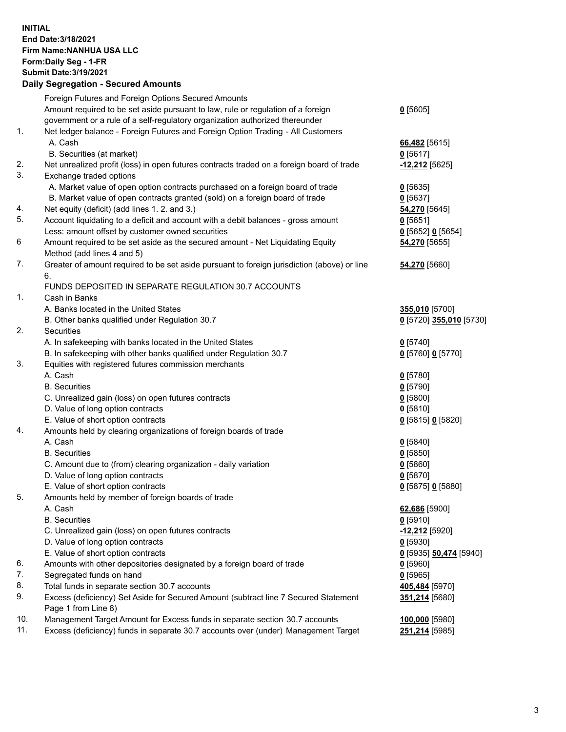**INITIAL**
**End Date:3/18/2021**
**Firm Name:NANHUA USA LLC**
**Form:Daily Seg - 1-FR**
**Submit Date:3/19/2021**

## Daily Segregation - Secured Amounts

| | | |
|---|---|---|
| | Foreign Futures and Foreign Options Secured Amounts | |
| | Amount required to be set aside pursuant to law, rule or regulation of a foreign government or a rule of a self-regulatory organization authorized thereunder | **0** [5605] |
| 1. | Net ledger balance - Foreign Futures and Foreign Option Trading - All Customers | |
| | A. Cash | **66,482** [5615] |
| | B. Securities (at market) | **0** [5617] |
| 2. | Net unrealized profit (loss) in open futures contracts traded on a foreign board of trade | **-12,212** [5625] |
| 3. | Exchange traded options | |
| | A. Market value of open option contracts purchased on a foreign board of trade | **0** [5635] |
| | B. Market value of open contracts granted (sold) on a foreign board of trade | **0** [5637] |
| 4. | Net equity (deficit) (add lines 1. 2. and 3.) | **54,270** [5645] |
| 5. | Account liquidating to a deficit and account with a debit balances - gross amount | **0** [5651] |
| | Less: amount offset by customer owned securities | **0** [5652] **0** [5654] |
| 6 | Amount required to be set aside as the secured amount - Net Liquidating Equity Method (add lines 4 and 5) | **54,270** [5655] |
| 7. | Greater of amount required to be set aside pursuant to foreign jurisdiction (above) or line 6. | **54,270** [5660] |
| | FUNDS DEPOSITED IN SEPARATE REGULATION 30.7 ACCOUNTS | |
| 1. | Cash in Banks | |
| | A. Banks located in the United States | **355,010** [5700] |
| | B. Other banks qualified under Regulation 30.7 | **0** [5720] **355,010** [5730] |
| 2. | Securities | |
| | A. In safekeeping with banks located in the United States | **0** [5740] |
| | B. In safekeeping with other banks qualified under Regulation 30.7 | **0** [5760] **0** [5770] |
| 3. | Equities with registered futures commission merchants | |
| | A. Cash | **0** [5780] |
| | B. Securities | **0** [5790] |
| | C. Unrealized gain (loss) on open futures contracts | **0** [5800] |
| | D. Value of long option contracts | **0** [5810] |
| | E. Value of short option contracts | **0** [5815] **0** [5820] |
| 4. | Amounts held by clearing organizations of foreign boards of trade | |
| | A. Cash | **0** [5840] |
| | B. Securities | **0** [5850] |
| | C. Amount due to (from) clearing organization - daily variation | **0** [5860] |
| | D. Value of long option contracts | **0** [5870] |
| | E. Value of short option contracts | **0** [5875] **0** [5880] |
| 5. | Amounts held by member of foreign boards of trade | |
| | A. Cash | **62,686** [5900] |
| | B. Securities | **0** [5910] |
| | C. Unrealized gain (loss) on open futures contracts | **-12,212** [5920] |
| | D. Value of long option contracts | **0** [5930] |
| | E. Value of short option contracts | **0** [5935] **50,474** [5940] |
| 6. | Amounts with other depositories designated by a foreign board of trade | **0** [5960] |
| 7. | Segregated funds on hand | **0** [5965] |
| 8. | Total funds in separate section 30.7 accounts | **405,484** [5970] |
| 9. | Excess (deficiency) Set Aside for Secured Amount (subtract line 7 Secured Statement Page 1 from Line 8) | **351,214** [5680] |
| 10. | Management Target Amount for Excess funds in separate section 30.7 accounts | **100,000** [5980] |
| 11. | Excess (deficiency) funds in separate 30.7 accounts over (under) Management Target | **251,214** [5985] |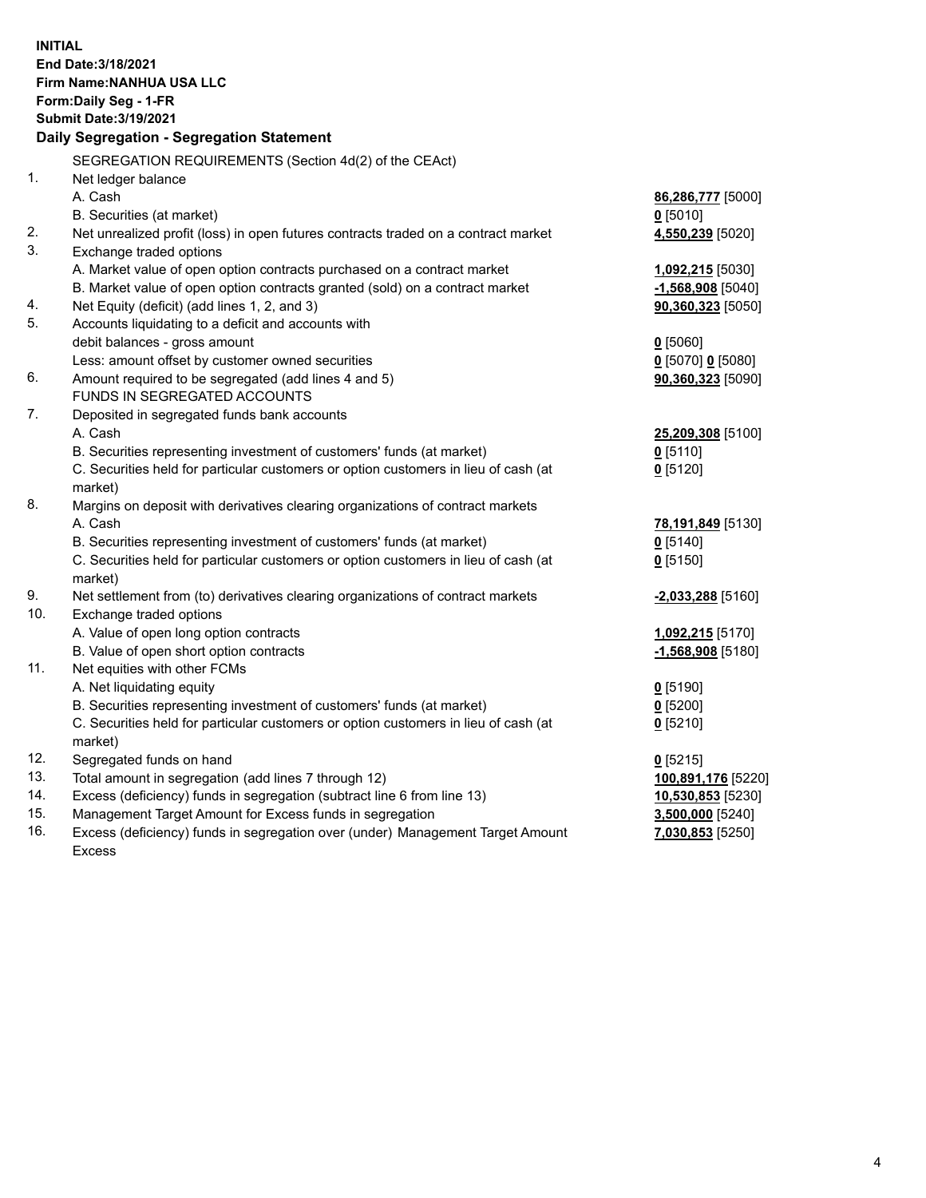**INITIAL**
**End Date:3/18/2021**
**Firm Name:NANHUA USA LLC**
**Form:Daily Seg - 1-FR**
**Submit Date:3/19/2021**

## Daily Segregation - Segregation Statement

| | | |
|---|---|---|
| | SEGREGATION REQUIREMENTS (Section 4d(2) of the CEAct) | |
| 1. | Net ledger balance | |
| | A. Cash | **86,286,777** [5000] |
| | B. Securities (at market) | **0** [5010] |
| 2. | Net unrealized profit (loss) in open futures contracts traded on a contract market | **4,550,239** [5020] |
| 3. | Exchange traded options | |
| | A. Market value of open option contracts purchased on a contract market | **1,092,215** [5030] |
| | B. Market value of open option contracts granted (sold) on a contract market | **-1,568,908** [5040] |
| 4. | Net Equity (deficit) (add lines 1, 2, and 3) | **90,360,323** [5050] |
| 5. | Accounts liquidating to a deficit and accounts with debit balances - gross amount | **0** [5060] |
| | Less: amount offset by customer owned securities | **0** [5070] **0** [5080] |
| 6. | Amount required to be segregated (add lines 4 and 5) | **90,360,323** [5090] |
| | FUNDS IN SEGREGATED ACCOUNTS | |
| 7. | Deposited in segregated funds bank accounts | |
| | A. Cash | **25,209,308** [5100] |
| | B. Securities representing investment of customers' funds (at market) | **0** [5110] |
| | C. Securities held for particular customers or option customers in lieu of cash (at market) | **0** [5120] |
| 8. | Margins on deposit with derivatives clearing organizations of contract markets | |
| | A. Cash | **78,191,849** [5130] |
| | B. Securities representing investment of customers' funds (at market) | **0** [5140] |
| | C. Securities held for particular customers or option customers in lieu of cash (at market) | **0** [5150] |
| 9. | Net settlement from (to) derivatives clearing organizations of contract markets | **-2,033,288** [5160] |
| 10. | Exchange traded options | |
| | A. Value of open long option contracts | **1,092,215** [5170] |
| | B. Value of open short option contracts | **-1,568,908** [5180] |
| 11. | Net equities with other FCMs | |
| | A. Net liquidating equity | **0** [5190] |
| | B. Securities representing investment of customers' funds (at market) | **0** [5200] |
| | C. Securities held for particular customers or option customers in lieu of cash (at market) | **0** [5210] |
| 12. | Segregated funds on hand | **0** [5215] |
| 13. | Total amount in segregation (add lines 7 through 12) | **100,891,176** [5220] |
| 14. | Excess (deficiency) funds in segregation (subtract line 6 from line 13) | **10,530,853** [5230] |
| 15. | Management Target Amount for Excess funds in segregation | **3,500,000** [5240] |
| 16. | Excess (deficiency) funds in segregation over (under) Management Target Amount Excess | **7,030,853** [5250] |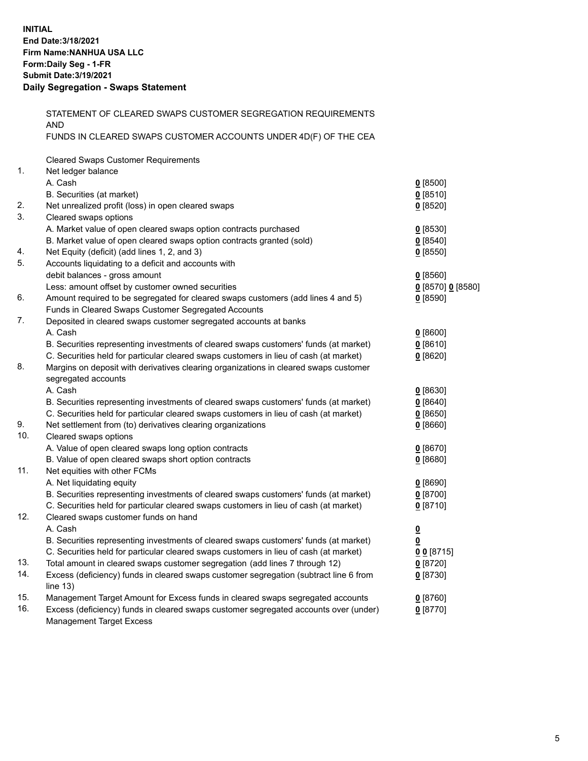**INITIAL**
**End Date:3/18/2021**
**Firm Name:NANHUA USA LLC**
**Form:Daily Seg - 1-FR**
**Submit Date:3/19/2021**
**Daily Segregation - Swaps Statement**

STATEMENT OF CLEARED SWAPS CUSTOMER SEGREGATION REQUIREMENTS AND FUNDS IN CLEARED SWAPS CUSTOMER ACCOUNTS UNDER 4D(F) OF THE CEA

| | | |
|---|---|---|
| | Cleared Swaps Customer Requirements | |
| 1. | Net ledger balance | |
| | A. Cash | 0 [8500] |
| | B. Securities (at market) | 0 [8510] |
| 2. | Net unrealized profit (loss) in open cleared swaps | 0 [8520] |
| 3. | Cleared swaps options | |
| | A. Market value of open cleared swaps option contracts purchased | 0 [8530] |
| | B. Market value of open cleared swaps option contracts granted (sold) | 0 [8540] |
| 4. | Net Equity (deficit) (add lines 1, 2, and 3) | 0 [8550] |
| 5. | Accounts liquidating to a deficit and accounts with debit balances - gross amount | 0 [8560] |
| | Less: amount offset by customer owned securities | 0 [8570] 0 [8580] |
| 6. | Amount required to be segregated for cleared swaps customers (add lines 4 and 5) | 0 [8590] |
| | Funds in Cleared Swaps Customer Segregated Accounts | |
| 7. | Deposited in cleared swaps customer segregated accounts at banks | |
| | A. Cash | 0 [8600] |
| | B. Securities representing investments of cleared swaps customers' funds (at market) | 0 [8610] |
| | C. Securities held for particular cleared swaps customers in lieu of cash (at market) | 0 [8620] |
| 8. | Margins on deposit with derivatives clearing organizations in cleared swaps customer segregated accounts | |
| | A. Cash | 0 [8630] |
| | B. Securities representing investments of cleared swaps customers' funds (at market) | 0 [8640] |
| | C. Securities held for particular cleared swaps customers in lieu of cash (at market) | 0 [8650] |
| 9. | Net settlement from (to) derivatives clearing organizations | 0 [8660] |
| 10. | Cleared swaps options | |
| | A. Value of open cleared swaps long option contracts | 0 [8670] |
| | B. Value of open cleared swaps short option contracts | 0 [8680] |
| 11. | Net equities with other FCMs | |
| | A. Net liquidating equity | 0 [8690] |
| | B. Securities representing investments of cleared swaps customers' funds (at market) | 0 [8700] |
| | C. Securities held for particular cleared swaps customers in lieu of cash (at market) | 0 [8710] |
| 12. | Cleared swaps customer funds on hand | |
| | A. Cash | 0 |
| | B. Securities representing investments of cleared swaps customers' funds (at market) | 0 |
| | C. Securities held for particular cleared swaps customers in lieu of cash (at market) | 0 0 [8715] |
| 13. | Total amount in cleared swaps customer segregation (add lines 7 through 12) | 0 [8720] |
| 14. | Excess (deficiency) funds in cleared swaps customer segregation (subtract line 6 from line 13) | 0 [8730] |
| 15. | Management Target Amount for Excess funds in cleared swaps segregated accounts | 0 [8760] |
| 16. | Excess (deficiency) funds in cleared swaps customer segregated accounts over (under) Management Target Excess | 0 [8770] |